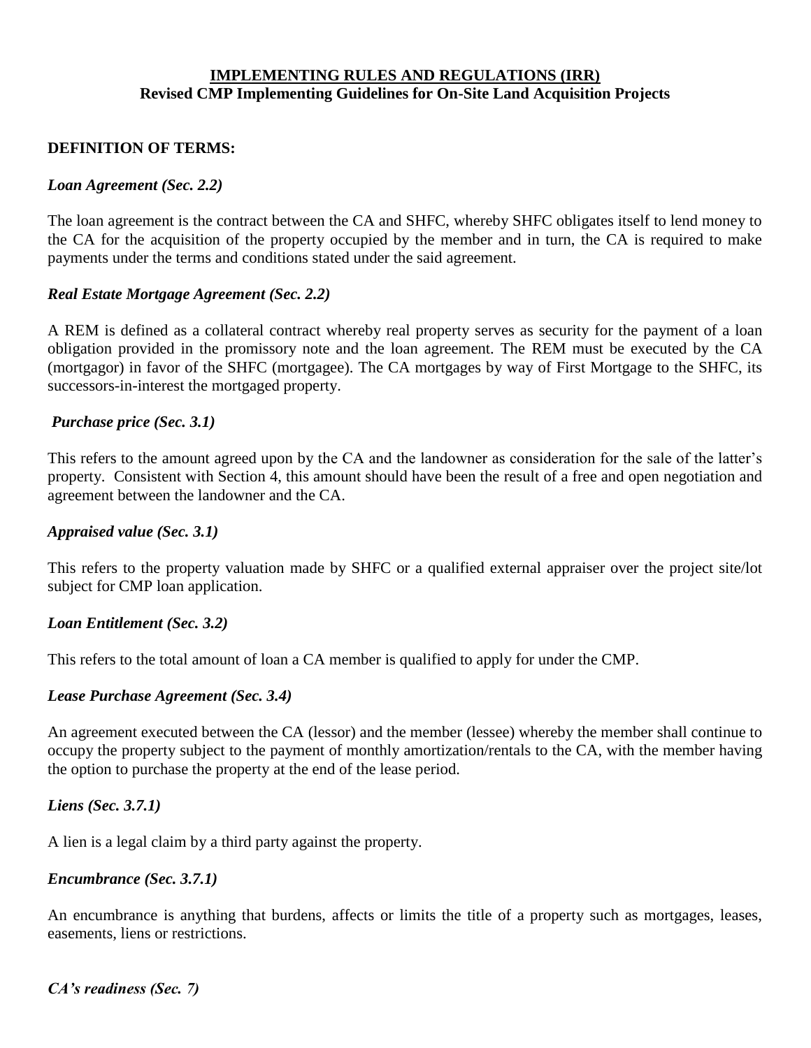# IMPLEMENTING RULES AND REGULATIONS (IRR)

## Revised CMP Implementing Guidelines for On-Site Land Acquisition Projects

### DEFINITION OF TERMS:

***Loan Agreement (Sec. 2.2)***

The loan agreement is the contract between the CA and SHFC, whereby SHFC obligates itself to lend money to the CA for the acquisition of the property occupied by the member and in turn, the CA is required to make payments under the terms and conditions stated under the said agreement.

***Real Estate Mortgage Agreement (Sec. 2.2)***

A REM is defined as a collateral contract whereby real property serves as security for the payment of a loan obligation provided in the promissory note and the loan agreement. The REM must be executed by the CA (mortgagor) in favor of the SHFC (mortgagee). The CA mortgages by way of First Mortgage to the SHFC, its successors-in-interest the mortgaged property.

***Purchase price (Sec. 3.1)***

This refers to the amount agreed upon by the CA and the landowner as consideration for the sale of the latter's property. Consistent with Section 4, this amount should have been the result of a free and open negotiation and agreement between the landowner and the CA.

***Appraised value (Sec. 3.1)***

This refers to the property valuation made by SHFC or a qualified external appraiser over the project site/lot subject for CMP loan application.

***Loan Entitlement (Sec. 3.2)***

This refers to the total amount of loan a CA member is qualified to apply for under the CMP.

***Lease Purchase Agreement (Sec. 3.4)***

An agreement executed between the CA (lessor) and the member (lessee) whereby the member shall continue to occupy the property subject to the payment of monthly amortization/rentals to the CA, with the member having the option to purchase the property at the end of the lease period.

***Liens (Sec. 3.7.1)***

A lien is a legal claim by a third party against the property.

***Encumbrance (Sec. 3.7.1)***

An encumbrance is anything that burdens, affects or limits the title of a property such as mortgages, leases, easements, liens or restrictions.

***CA's readiness (Sec. 7)***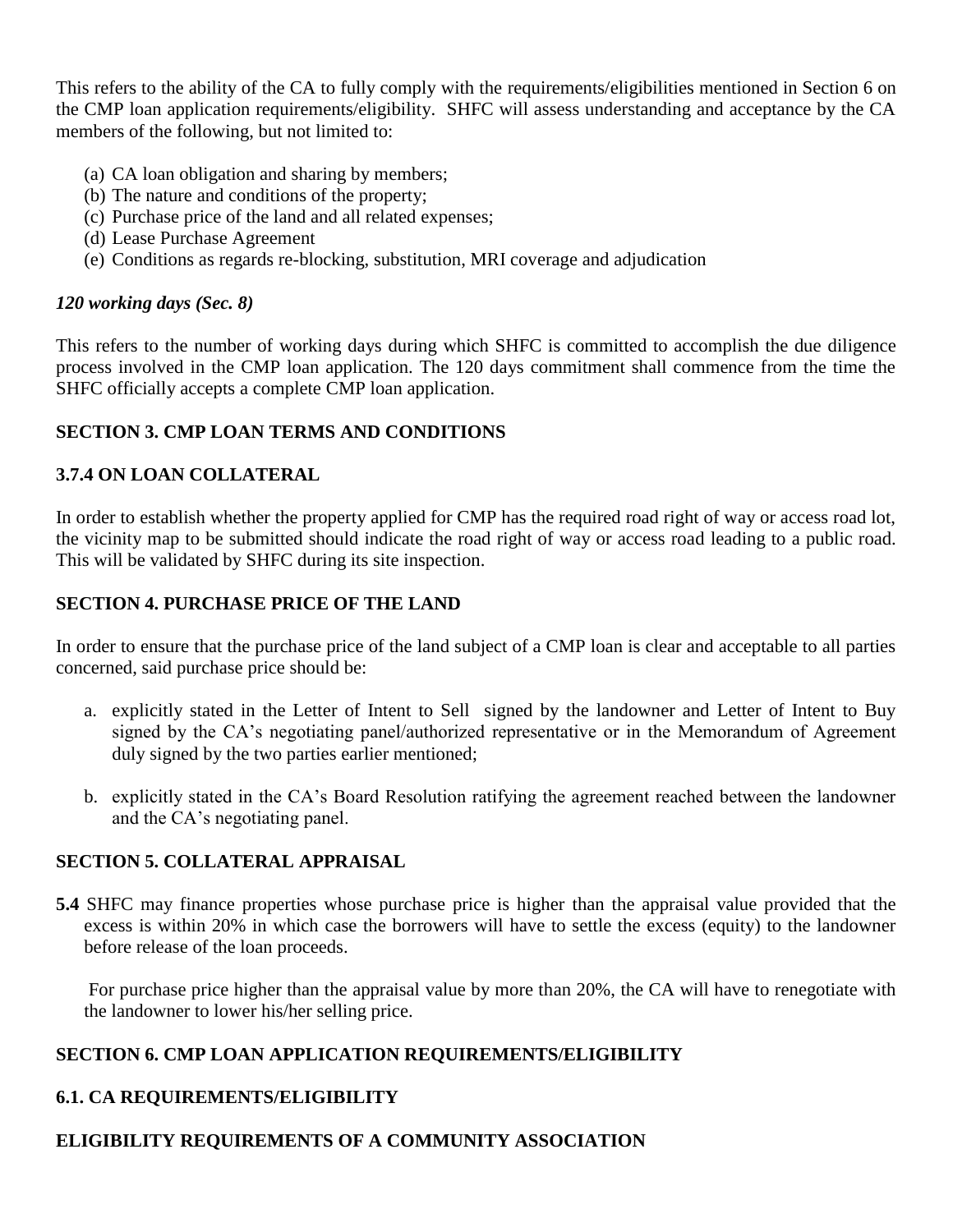This refers to the ability of the CA to fully comply with the requirements/eligibilities mentioned in Section 6 on the CMP loan application requirements/eligibility. SHFC will assess understanding and acceptance by the CA members of the following, but not limited to:

(a) CA loan obligation and sharing by members;
(b) The nature and conditions of the property;
(c) Purchase price of the land and all related expenses;
(d) Lease Purchase Agreement
(e) Conditions as regards re-blocking, substitution, MRI coverage and adjudication

***120 working days (Sec. 8)***

This refers to the number of working days during which SHFC is committed to accomplish the due diligence process involved in the CMP loan application. The 120 days commitment shall commence from the time the SHFC officially accepts a complete CMP loan application.

## SECTION 3. CMP LOAN TERMS AND CONDITIONS

### 3.7.4 ON LOAN COLLATERAL

In order to establish whether the property applied for CMP has the required road right of way or access road lot, the vicinity map to be submitted should indicate the road right of way or access road leading to a public road. This will be validated by SHFC during its site inspection.

## SECTION 4. PURCHASE PRICE OF THE LAND

In order to ensure that the purchase price of the land subject of a CMP loan is clear and acceptable to all parties concerned, said purchase price should be:

a. explicitly stated in the Letter of Intent to Sell signed by the landowner and Letter of Intent to Buy signed by the CA's negotiating panel/authorized representative or in the Memorandum of Agreement duly signed by the two parties earlier mentioned;

b. explicitly stated in the CA's Board Resolution ratifying the agreement reached between the landowner and the CA's negotiating panel.

## SECTION 5. COLLATERAL APPRAISAL

**5.4** SHFC may finance properties whose purchase price is higher than the appraisal value provided that the excess is within 20% in which case the borrowers will have to settle the excess (equity) to the landowner before release of the loan proceeds.

For purchase price higher than the appraisal value by more than 20%, the CA will have to renegotiate with the landowner to lower his/her selling price.

## SECTION 6. CMP LOAN APPLICATION REQUIREMENTS/ELIGIBILITY

### 6.1. CA REQUIREMENTS/ELIGIBILITY

### ELIGIBILITY REQUIREMENTS OF A COMMUNITY ASSOCIATION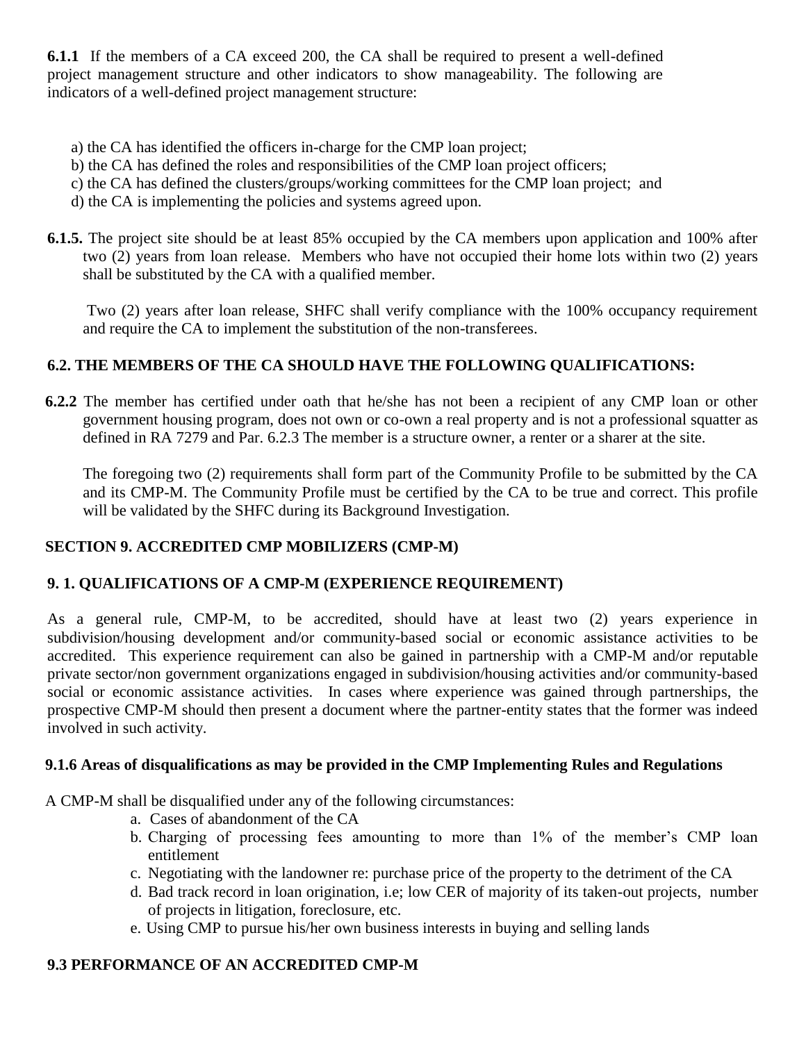**6.1.1** If the members of a CA exceed 200, the CA shall be required to present a well-defined project management structure and other indicators to show manageability. The following are indicators of a well-defined project management structure:

a) the CA has identified the officers in-charge for the CMP loan project;
b) the CA has defined the roles and responsibilities of the CMP loan project officers;
c) the CA has defined the clusters/groups/working committees for the CMP loan project; and
d) the CA is implementing the policies and systems agreed upon.

**6.1.5.** The project site should be at least 85% occupied by the CA members upon application and 100% after two (2) years from loan release. Members who have not occupied their home lots within two (2) years shall be substituted by the CA with a qualified member.

Two (2) years after loan release, SHFC shall verify compliance with the 100% occupancy requirement and require the CA to implement the substitution of the non-transferees.

### 6.2. THE MEMBERS OF THE CA SHOULD HAVE THE FOLLOWING QUALIFICATIONS:

**6.2.2** The member has certified under oath that he/she has not been a recipient of any CMP loan or other government housing program, does not own or co-own a real property and is not a professional squatter as defined in RA 7279 and Par. 6.2.3 The member is a structure owner, a renter or a sharer at the site.

The foregoing two (2) requirements shall form part of the Community Profile to be submitted by the CA and its CMP-M. The Community Profile must be certified by the CA to be true and correct. This profile will be validated by the SHFC during its Background Investigation.

## SECTION 9. ACCREDITED CMP MOBILIZERS (CMP-M)

### 9. 1. QUALIFICATIONS OF A CMP-M (EXPERIENCE REQUIREMENT)

As a general rule, CMP-M, to be accredited, should have at least two (2) years experience in subdivision/housing development and/or community-based social or economic assistance activities to be accredited. This experience requirement can also be gained in partnership with a CMP-M and/or reputable private sector/non government organizations engaged in subdivision/housing activities and/or community-based social or economic assistance activities. In cases where experience was gained through partnerships, the prospective CMP-M should then present a document where the partner-entity states that the former was indeed involved in such activity.

### 9.1.6 Areas of disqualifications as may be provided in the CMP Implementing Rules and Regulations

A CMP-M shall be disqualified under any of the following circumstances:

a. Cases of abandonment of the CA
b. Charging of processing fees amounting to more than 1% of the member's CMP loan entitlement
c. Negotiating with the landowner re: purchase price of the property to the detriment of the CA
d. Bad track record in loan origination, i.e; low CER of majority of its taken-out projects, number of projects in litigation, foreclosure, etc.
e. Using CMP to pursue his/her own business interests in buying and selling lands

### 9.3 PERFORMANCE OF AN ACCREDITED CMP-M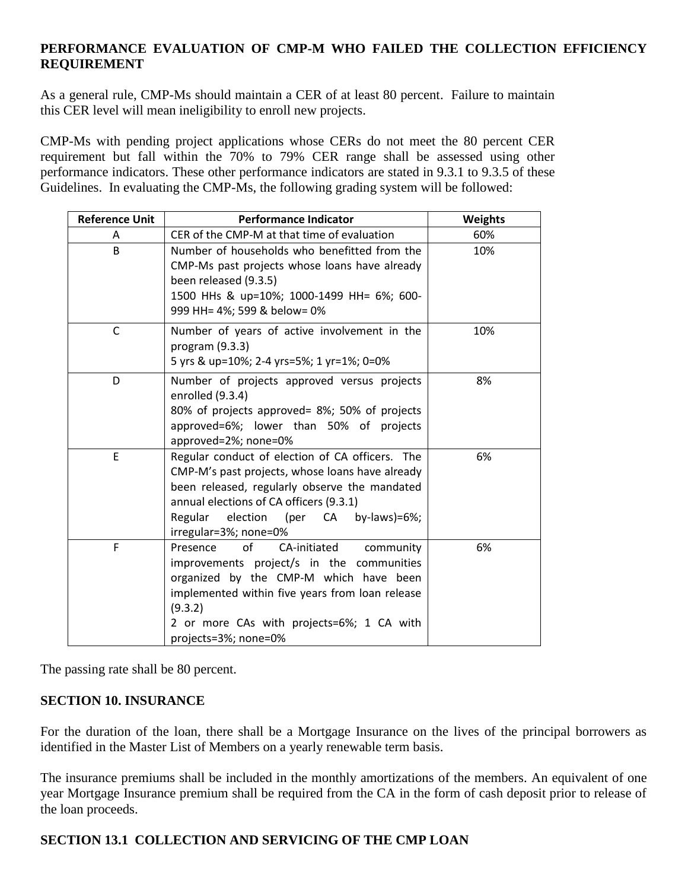**PERFORMANCE EVALUATION OF CMP-M WHO FAILED THE COLLECTION EFFICIENCY REQUIREMENT**

As a general rule, CMP-Ms should maintain a CER of at least 80 percent. Failure to maintain this CER level will mean ineligibility to enroll new projects.

CMP-Ms with pending project applications whose CERs do not meet the 80 percent CER requirement but fall within the 70% to 79% CER range shall be assessed using other performance indicators. These other performance indicators are stated in 9.3.1 to 9.3.5 of these Guidelines. In evaluating the CMP-Ms, the following grading system will be followed:

| Reference Unit | Performance Indicator | Weights |
|---|---|---|
| A | CER of the CMP-M at that time of evaluation | 60% |
| B | Number of households who benefitted from the CMP-Ms past projects whose loans have already been released (9.3.5)<br>1500 HHs & up=10%; 1000-1499 HH= 6%; 600-999 HH= 4%; 599 & below= 0% | 10% |
| C | Number of years of active involvement in the program (9.3.3)<br>5 yrs & up=10%; 2-4 yrs=5%; 1 yr=1%; 0=0% | 10% |
| D | Number of projects approved versus projects enrolled (9.3.4)<br>80% of projects approved= 8%; 50% of projects approved=6%; lower than 50% of projects approved=2%; none=0% | 8% |
| E | Regular conduct of election of CA officers. The CMP-M's past projects, whose loans have already been released, regularly observe the mandated annual elections of CA officers (9.3.1)<br>Regular election (per CA by-laws)=6%; irregular=3%; none=0% | 6% |
| F | Presence of CA-initiated community improvements project/s in the communities organized by the CMP-M which have been implemented within five years from loan release (9.3.2)<br>2 or more CAs with projects=6%; 1 CA with projects=3%; none=0% | 6% |

The passing rate shall be 80 percent.

## SECTION 10. INSURANCE

For the duration of the loan, there shall be a Mortgage Insurance on the lives of the principal borrowers as identified in the Master List of Members on a yearly renewable term basis.

The insurance premiums shall be included in the monthly amortizations of the members. An equivalent of one year Mortgage Insurance premium shall be required from the CA in the form of cash deposit prior to release of the loan proceeds.

## SECTION 13.1 COLLECTION AND SERVICING OF THE CMP LOAN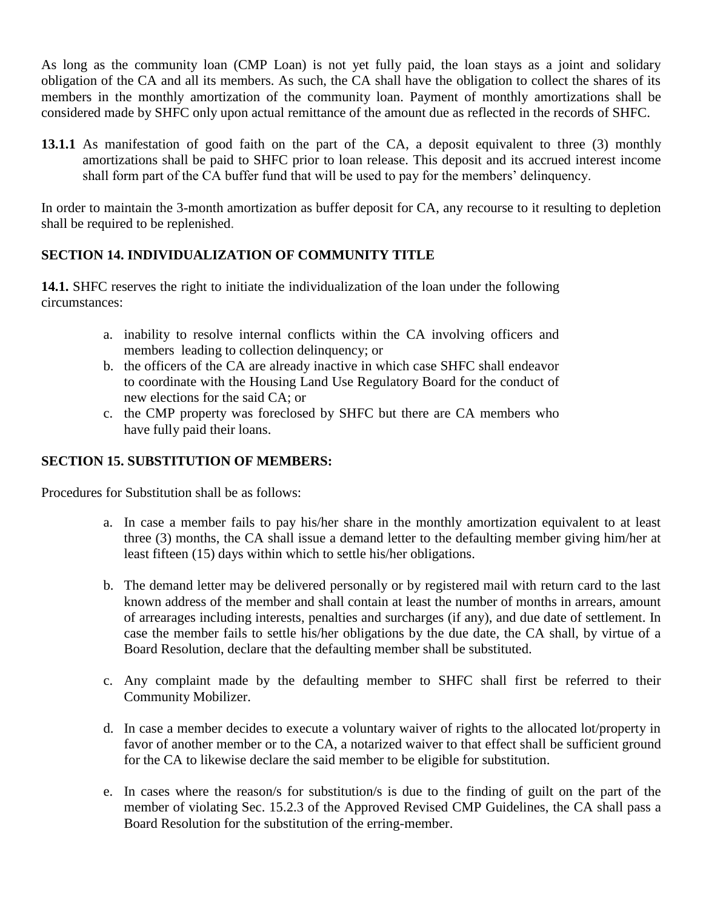As long as the community loan (CMP Loan) is not yet fully paid, the loan stays as a joint and solidary obligation of the CA and all its members. As such, the CA shall have the obligation to collect the shares of its members in the monthly amortization of the community loan. Payment of monthly amortizations shall be considered made by SHFC only upon actual remittance of the amount due as reflected in the records of SHFC.

**13.1.1** As manifestation of good faith on the part of the CA, a deposit equivalent to three (3) monthly amortizations shall be paid to SHFC prior to loan release. This deposit and its accrued interest income shall form part of the CA buffer fund that will be used to pay for the members' delinquency.

In order to maintain the 3-month amortization as buffer deposit for CA, any recourse to it resulting to depletion shall be required to be replenished.

## SECTION 14. INDIVIDUALIZATION OF COMMUNITY TITLE

**14.1.** SHFC reserves the right to initiate the individualization of the loan under the following circumstances:

a. inability to resolve internal conflicts within the CA involving officers and members leading to collection delinquency; or
b. the officers of the CA are already inactive in which case SHFC shall endeavor to coordinate with the Housing Land Use Regulatory Board for the conduct of new elections for the said CA; or
c. the CMP property was foreclosed by SHFC but there are CA members who have fully paid their loans.

## SECTION 15. SUBSTITUTION OF MEMBERS:

Procedures for Substitution shall be as follows:

a. In case a member fails to pay his/her share in the monthly amortization equivalent to at least three (3) months, the CA shall issue a demand letter to the defaulting member giving him/her at least fifteen (15) days within which to settle his/her obligations.

b. The demand letter may be delivered personally or by registered mail with return card to the last known address of the member and shall contain at least the number of months in arrears, amount of arrearages including interests, penalties and surcharges (if any), and due date of settlement. In case the member fails to settle his/her obligations by the due date, the CA shall, by virtue of a Board Resolution, declare that the defaulting member shall be substituted.

c. Any complaint made by the defaulting member to SHFC shall first be referred to their Community Mobilizer.

d. In case a member decides to execute a voluntary waiver of rights to the allocated lot/property in favor of another member or to the CA, a notarized waiver to that effect shall be sufficient ground for the CA to likewise declare the said member to be eligible for substitution.

e. In cases where the reason/s for substitution/s is due to the finding of guilt on the part of the member of violating Sec. 15.2.3 of the Approved Revised CMP Guidelines, the CA shall pass a Board Resolution for the substitution of the erring-member.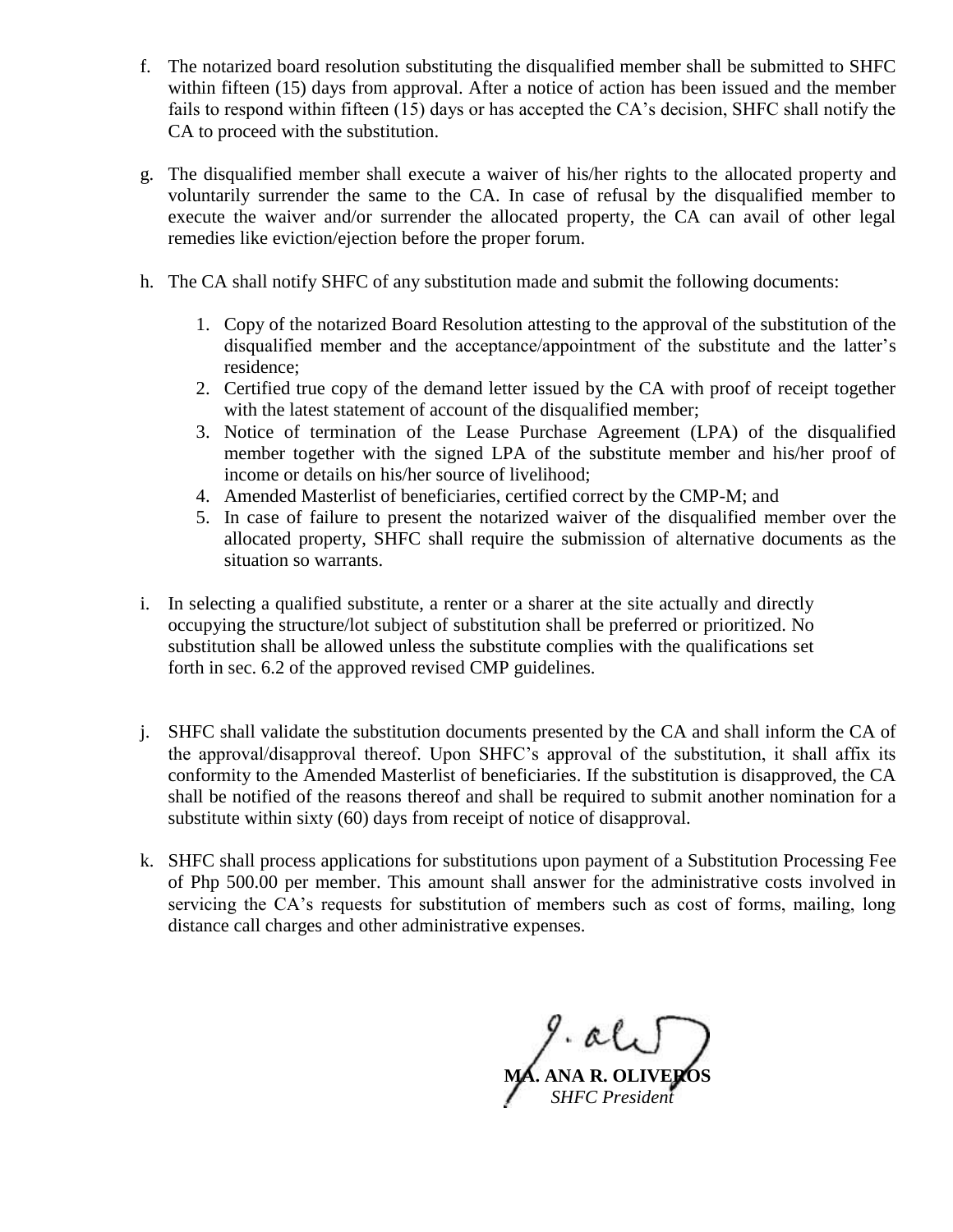f. The notarized board resolution substituting the disqualified member shall be submitted to SHFC within fifteen (15) days from approval. After a notice of action has been issued and the member fails to respond within fifteen (15) days or has accepted the CA's decision, SHFC shall notify the CA to proceed with the substitution.

g. The disqualified member shall execute a waiver of his/her rights to the allocated property and voluntarily surrender the same to the CA. In case of refusal by the disqualified member to execute the waiver and/or surrender the allocated property, the CA can avail of other legal remedies like eviction/ejection before the proper forum.

h. The CA shall notify SHFC of any substitution made and submit the following documents:

   1. Copy of the notarized Board Resolution attesting to the approval of the substitution of the disqualified member and the acceptance/appointment of the substitute and the latter's residence;
   2. Certified true copy of the demand letter issued by the CA with proof of receipt together with the latest statement of account of the disqualified member;
   3. Notice of termination of the Lease Purchase Agreement (LPA) of the disqualified member together with the signed LPA of the substitute member and his/her proof of income or details on his/her source of livelihood;
   4. Amended Masterlist of beneficiaries, certified correct by the CMP-M; and
   5. In case of failure to present the notarized waiver of the disqualified member over the allocated property, SHFC shall require the submission of alternative documents as the situation so warrants.

i. In selecting a qualified substitute, a renter or a sharer at the site actually and directly occupying the structure/lot subject of substitution shall be preferred or prioritized. No substitution shall be allowed unless the substitute complies with the qualifications set forth in sec. 6.2 of the approved revised CMP guidelines.

j. SHFC shall validate the substitution documents presented by the CA and shall inform the CA of the approval/disapproval thereof. Upon SHFC's approval of the substitution, it shall affix its conformity to the Amended Masterlist of beneficiaries. If the substitution is disapproved, the CA shall be notified of the reasons thereof and shall be required to submit another nomination for a substitute within sixty (60) days from receipt of notice of disapproval.

k. SHFC shall process applications for substitutions upon payment of a Substitution Processing Fee of Php 500.00 per member. This amount shall answer for the administrative costs involved in servicing the CA's requests for substitution of members such as cost of forms, mailing, long distance call charges and other administrative expenses.

**MA. ANA R. OLIVEROS**
*SHFC President*